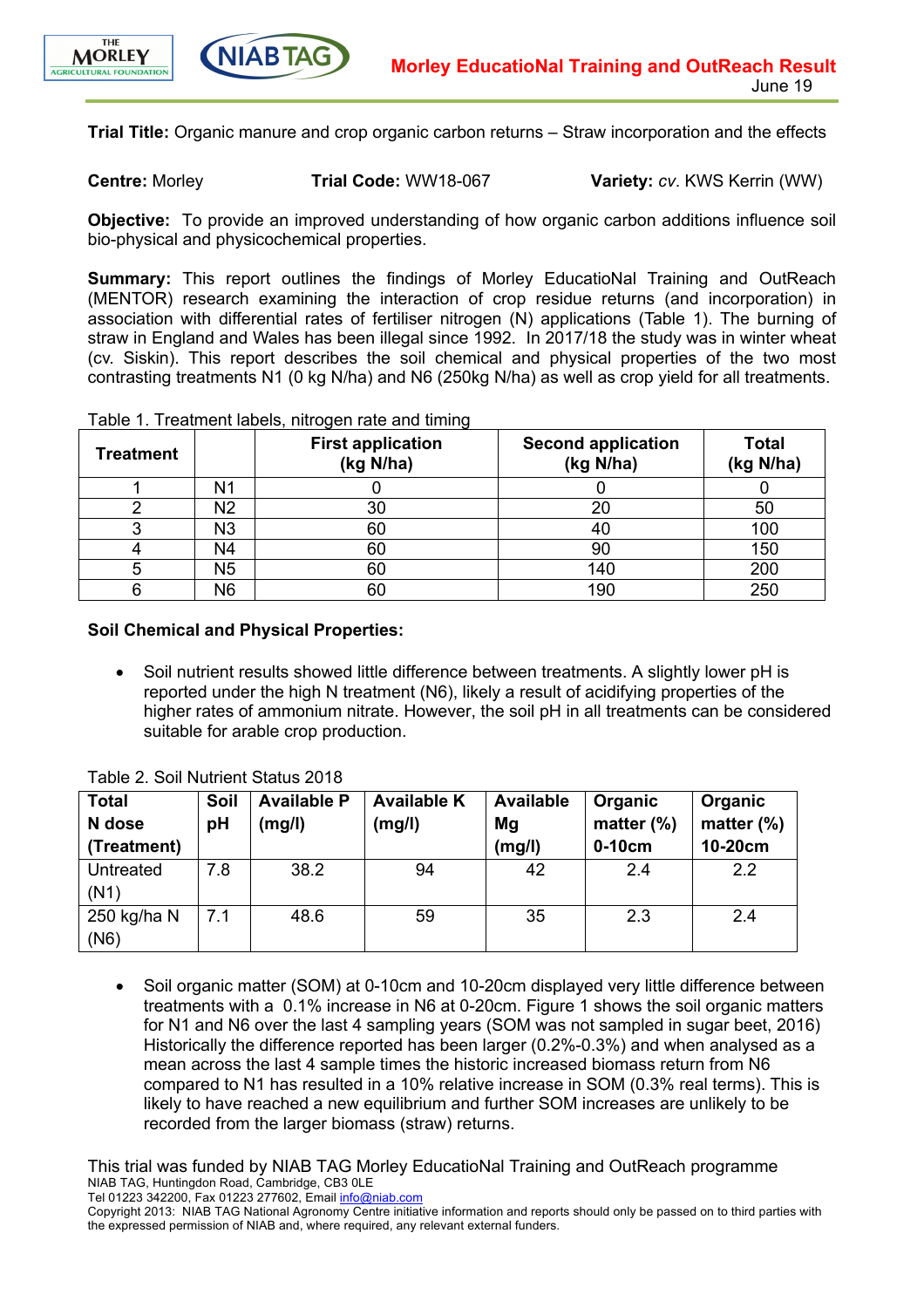**Morley EducatioNal Training and OutReach Result**
June 19

**Trial Title:** Organic manure and crop organic carbon returns – Straw incorporation and the effects

**Centre:** Morley **Trial Code:** WW18-067 **Variety:** *cv.* KWS Kerrin (WW)

**Objective:** To provide an improved understanding of how organic carbon additions influence soil bio-physical and physicochemical properties.

**Summary:** This report outlines the findings of Morley EducatioNal Training and OutReach (MENTOR) research examining the interaction of crop residue returns (and incorporation) in association with differential rates of fertiliser nitrogen (N) applications (Table 1). The burning of straw in England and Wales has been illegal since 1992. In 2017/18 the study was in winter wheat (cv. Siskin). This report describes the soil chemical and physical properties of the two most contrasting treatments N1 (0 kg N/ha) and N6 (250kg N/ha) as well as crop yield for all treatments.

Table 1. Treatment labels, nitrogen rate and timing

| Treatment | | First application (kg N/ha) | Second application (kg N/ha) | Total (kg N/ha) |
|---|---|---|---|---|
| 1 | N1 | 0 | 0 | 0 |
| 2 | N2 | 30 | 20 | 50 |
| 3 | N3 | 60 | 40 | 100 |
| 4 | N4 | 60 | 90 | 150 |
| 5 | N5 | 60 | 140 | 200 |
| 6 | N6 | 60 | 190 | 250 |

**Soil Chemical and Physical Properties:**

- Soil nutrient results showed little difference between treatments. A slightly lower pH is reported under the high N treatment (N6), likely a result of acidifying properties of the higher rates of ammonium nitrate. However, the soil pH in all treatments can be considered suitable for arable crop production.

Table 2. Soil Nutrient Status 2018

| Total N dose (Treatment) | Soil pH | Available P (mg/l) | Available K (mg/l) | Available Mg (mg/l) | Organic matter (%) 0-10cm | Organic matter (%) 10-20cm |
|---|---|---|---|---|---|---|
| Untreated (N1) | 7.8 | 38.2 | 94 | 42 | 2.4 | 2.2 |
| 250 kg/ha N (N6) | 7.1 | 48.6 | 59 | 35 | 2.3 | 2.4 |

- Soil organic matter (SOM) at 0-10cm and 10-20cm displayed very little difference between treatments with a 0.1% increase in N6 at 0-20cm. Figure 1 shows the soil organic matters for N1 and N6 over the last 4 sampling years (SOM was not sampled in sugar beet, 2016) Historically the difference reported has been larger (0.2%-0.3%) and when analysed as a mean across the last 4 sample times the historic increased biomass return from N6 compared to N1 has resulted in a 10% relative increase in SOM (0.3% real terms). This is likely to have reached a new equilibrium and further SOM increases are unlikely to be recorded from the larger biomass (straw) returns.

This trial was funded by NIAB TAG Morley EducatioNal Training and OutReach programme
NIAB TAG, Huntingdon Road, Cambridge, CB3 0LE
Tel 01223 342200, Fax 01223 277602, Email info@niab.com
Copyright 2013: NIAB TAG National Agronomy Centre initiative information and reports should only be passed on to third parties with the expressed permission of NIAB and, where required, any relevant external funders.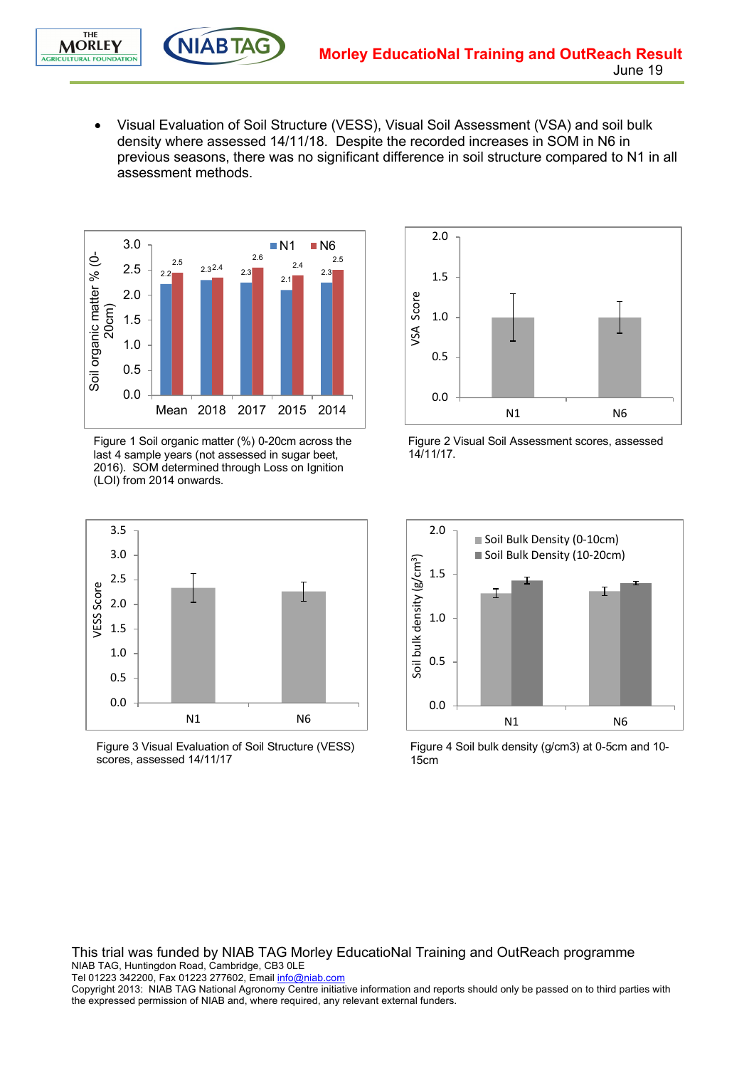- Visual Evaluation of Soil Structure (VESS), Visual Soil Assessment (VSA) and soil bulk density where assessed 14/11/18. Despite the recorded increases in SOM in N6 in previous seasons, there was no significant difference in soil structure compared to N1 in all assessment methods.

Figure 1 Soil organic matter (%) 0-20cm across the last 4 sample years (not assessed in sugar beet, 2016). SOM determined through Loss on Ignition (LOI) from 2014 onwards.

Figure 2 Visual Soil Assessment scores, assessed 14/11/17.

Figure 3 Visual Evaluation of Soil Structure (VESS) scores, assessed 14/11/17

Figure 4 Soil bulk density (g/cm3) at 0-5cm and 10-15cm

This trial was funded by NIAB TAG Morley EducatioNal Training and OutReach programme
NIAB TAG, Huntingdon Road, Cambridge, CB3 0LE
Tel 01223 342200, Fax 01223 277602, Email info@niab.com
Copyright 2013: NIAB TAG National Agronomy Centre initiative information and reports should only be passed on to third parties with the expressed permission of NIAB and, where required, any relevant external funders.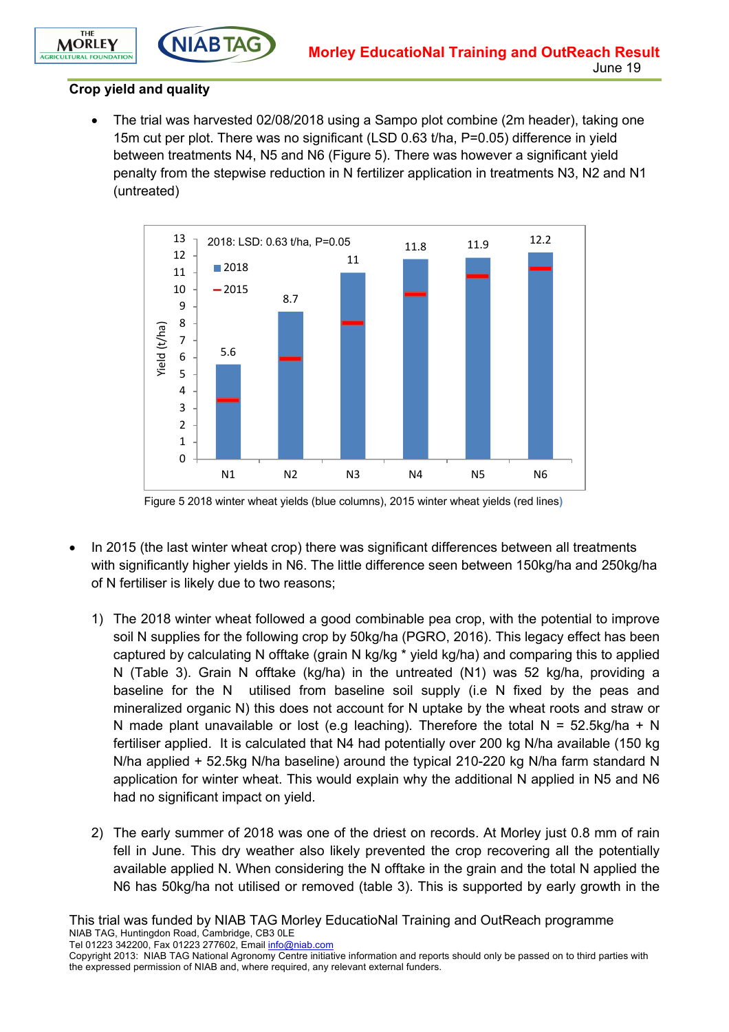## Crop yield and quality

- The trial was harvested 02/08/2018 using a Sampo plot combine (2m header), taking one 15m cut per plot. There was no significant (LSD 0.63 t/ha, P=0.05) difference in yield between treatments N4, N5 and N6 (Figure 5). There was however a significant yield penalty from the stepwise reduction in N fertilizer application in treatments N3, N2 and N1 (untreated)

Figure 5 2018 winter wheat yields (blue columns), 2015 winter wheat yields (red lines)

- In 2015 (the last winter wheat crop) there was significant differences between all treatments with significantly higher yields in N6. The little difference seen between 150kg/ha and 250kg/ha of N fertiliser is likely due to two reasons;

  1) The 2018 winter wheat followed a good combinable pea crop, with the potential to improve soil N supplies for the following crop by 50kg/ha (PGRO, 2016). This legacy effect has been captured by calculating N offtake (grain N kg/kg * yield kg/ha) and comparing this to applied N (Table 3). Grain N offtake (kg/ha) in the untreated (N1) was 52 kg/ha, providing a baseline for the N utilised from baseline soil supply (i.e N fixed by the peas and mineralized organic N) this does not account for N uptake by the wheat roots and straw or N made plant unavailable or lost (e.g leaching). Therefore the total N = 52.5kg/ha + N fertiliser applied. It is calculated that N4 had potentially over 200 kg N/ha available (150 kg N/ha applied + 52.5kg N/ha baseline) around the typical 210-220 kg N/ha farm standard N application for winter wheat. This would explain why the additional N applied in N5 and N6 had no significant impact on yield.

  2) The early summer of 2018 was one of the driest on records. At Morley just 0.8 mm of rain fell in June. This dry weather also likely prevented the crop recovering all the potentially available applied N. When considering the N offtake in the grain and the total N applied the N6 has 50kg/ha not utilised or removed (table 3). This is supported by early growth in the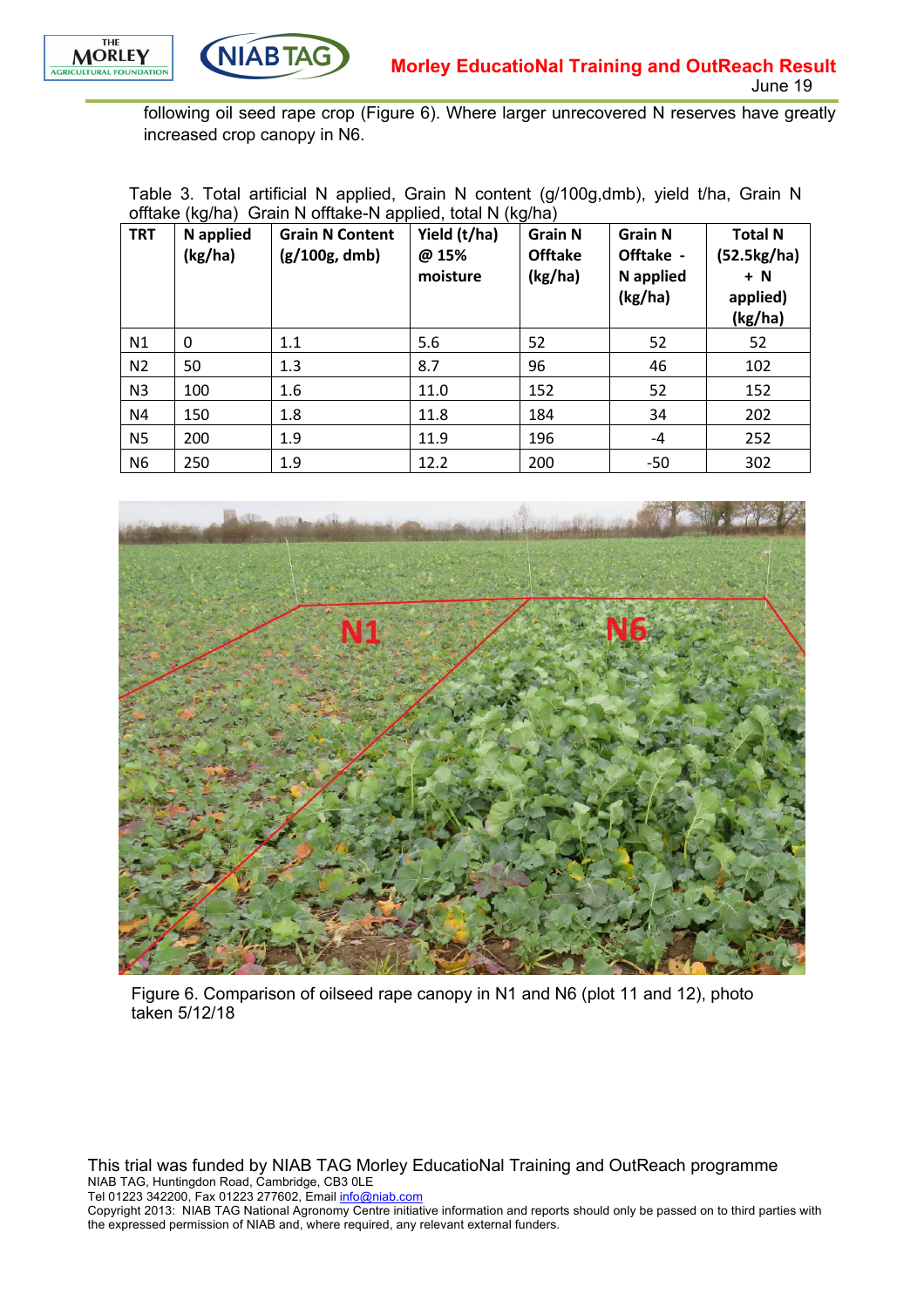following oil seed rape crop (Figure 6). Where larger unrecovered N reserves have greatly increased crop canopy in N6.

Table 3. Total artificial N applied, Grain N content (g/100g,dmb), yield t/ha, Grain N offtake (kg/ha) Grain N offtake-N applied, total N (kg/ha)

| TRT | N applied (kg/ha) | Grain N Content (g/100g, dmb) | Yield (t/ha) @ 15% moisture | Grain N Offtake (kg/ha) | Grain N Offtake - N applied (kg/ha) | Total N (52.5kg/ha) + N applied) (kg/ha) |
|---|---|---|---|---|---|---|
| N1 | 0 | 1.1 | 5.6 | 52 | 52 | 52 |
| N2 | 50 | 1.3 | 8.7 | 96 | 46 | 102 |
| N3 | 100 | 1.6 | 11.0 | 152 | 52 | 152 |
| N4 | 150 | 1.8 | 11.8 | 184 | 34 | 202 |
| N5 | 200 | 1.9 | 11.9 | 196 | -4 | 252 |
| N6 | 250 | 1.9 | 12.2 | 200 | -50 | 302 |

Figure 6. Comparison of oilseed rape canopy in N1 and N6 (plot 11 and 12), photo taken 5/12/18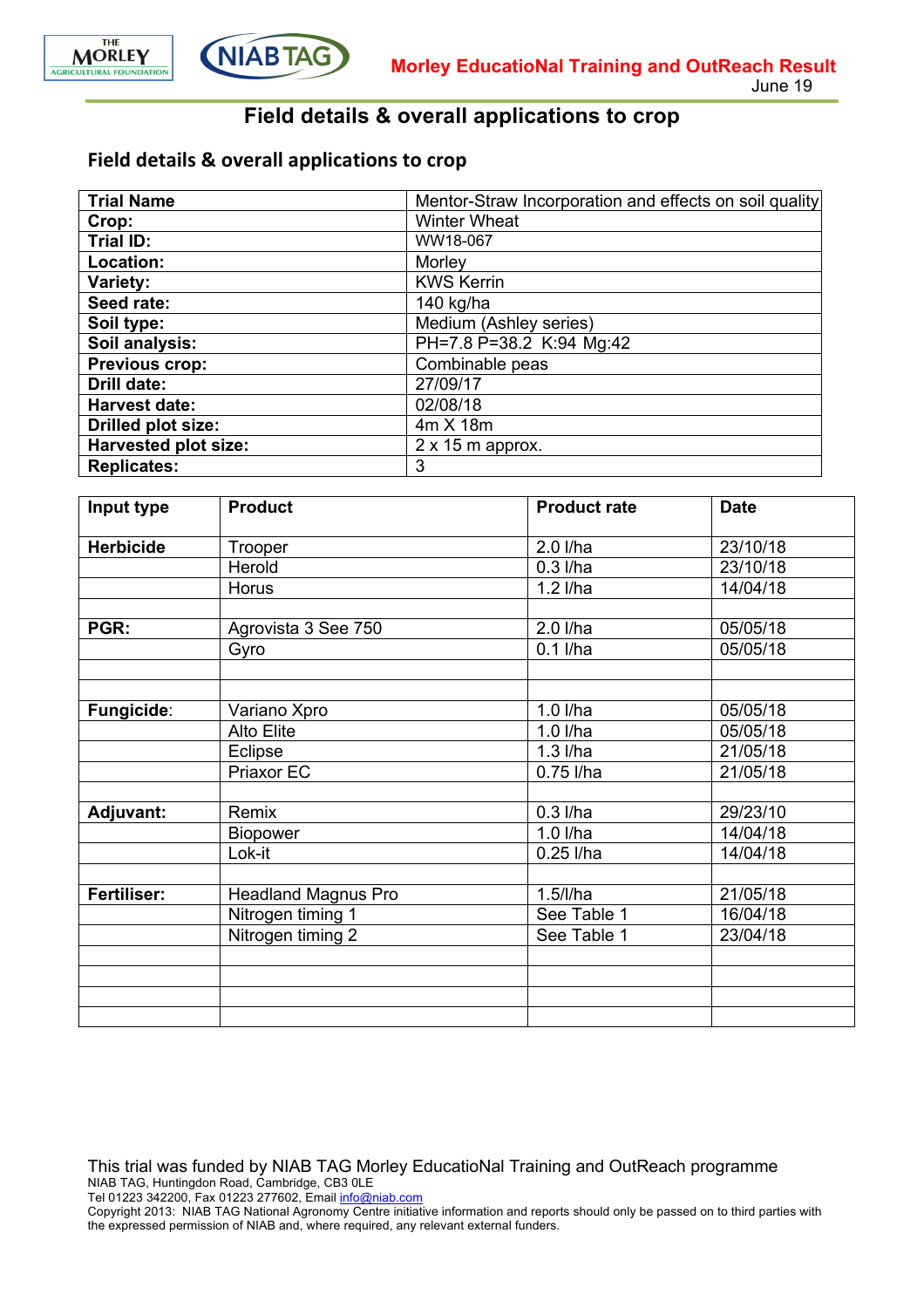# Field details & overall applications to crop

## Field details & overall applications to crop

| | |
|---|---|
| **Trial Name** | Mentor-Straw Incorporation and effects on soil quality |
| **Crop:** | Winter Wheat |
| **Trial ID:** | WW18-067 |
| **Location:** | Morley |
| **Variety:** | KWS Kerrin |
| **Seed rate:** | 140 kg/ha |
| **Soil type:** | Medium (Ashley series) |
| **Soil analysis:** | PH=7.8 P=38.2 K:94 Mg:42 |
| **Previous crop:** | Combinable peas |
| **Drill date:** | 27/09/17 |
| **Harvest date:** | 02/08/18 |
| **Drilled plot size:** | 4m X 18m |
| **Harvested plot size:** | 2 x 15 m approx. |
| **Replicates:** | 3 |

| Input type | Product | Product rate | Date |
|---|---|---|---|
| **Herbicide** | Trooper | 2.0 l/ha | 23/10/18 |
| | Herold | 0.3 l/ha | 23/10/18 |
| | Horus | 1.2 l/ha | 14/04/18 |
| | | | |
| **PGR:** | Agrovista 3 See 750 | 2.0 l/ha | 05/05/18 |
| | Gyro | 0.1 l/ha | 05/05/18 |
| | | | |
| | | | |
| **Fungicide:** | Variano Xpro | 1.0 l/ha | 05/05/18 |
| | Alto Elite | 1.0 l/ha | 05/05/18 |
| | Eclipse | 1.3 l/ha | 21/05/18 |
| | Priaxor EC | 0.75 l/ha | 21/05/18 |
| | | | |
| **Adjuvant:** | Remix | 0.3 l/ha | 29/23/10 |
| | Biopower | 1.0 l/ha | 14/04/18 |
| | Lok-it | 0.25 l/ha | 14/04/18 |
| | | | |
| **Fertiliser:** | Headland Magnus Pro | 1.5/l/ha | 21/05/18 |
| | Nitrogen timing 1 | See Table 1 | 16/04/18 |
| | Nitrogen timing 2 | See Table 1 | 23/04/18 |
| | | | |
| | | | |
| | | | |
| | | | |

This trial was funded by NIAB TAG Morley EducatioNal Training and OutReach programme
NIAB TAG, Huntingdon Road, Cambridge, CB3 0LE
Tel 01223 342200, Fax 01223 277602, Email info@niab.com
Copyright 2013: NIAB TAG National Agronomy Centre initiative information and reports should only be passed on to third parties with the expressed permission of NIAB and, where required, any relevant external funders.